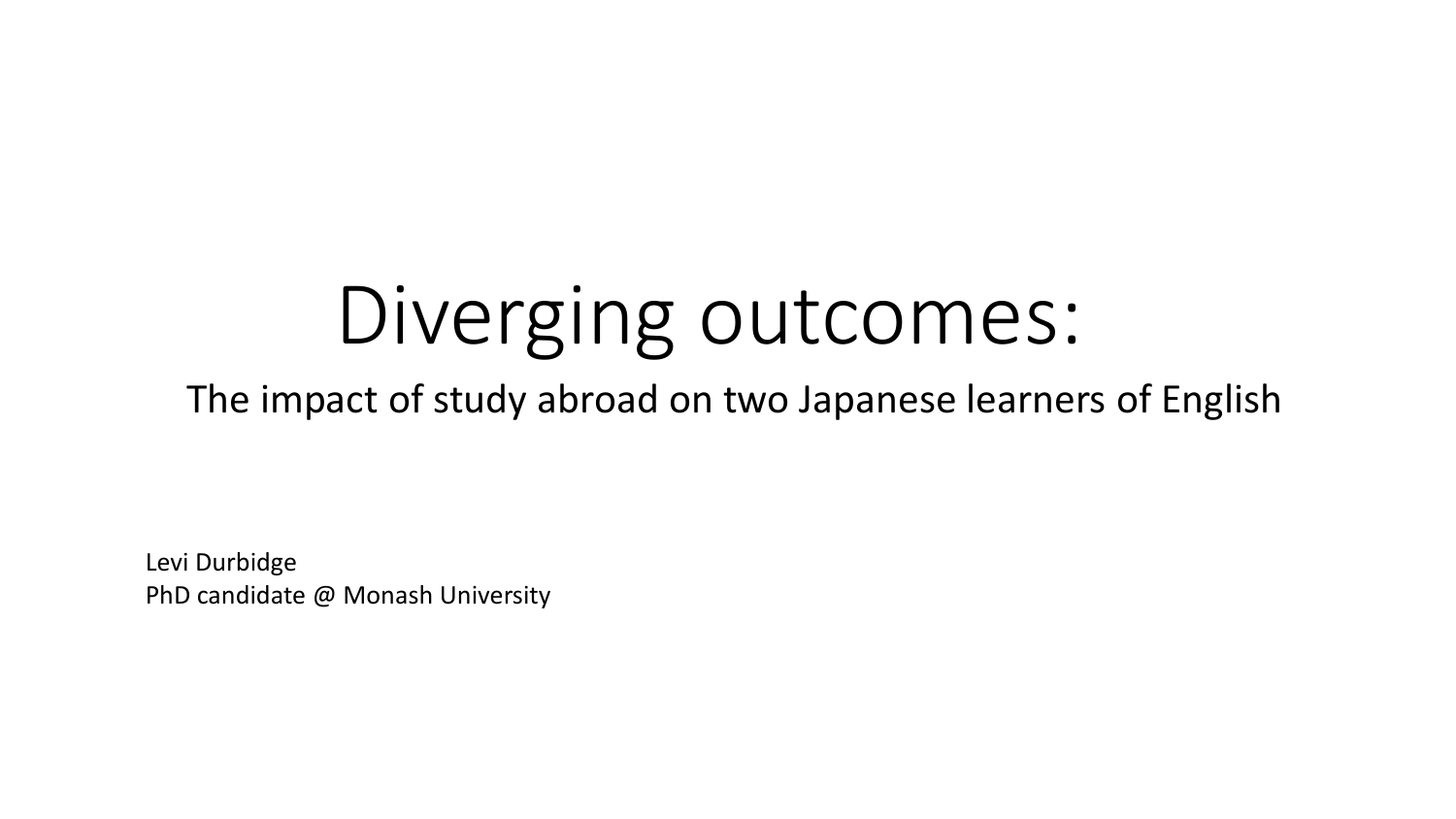# Diverging outcomes:

## The impact of study abroad on two Japanese learners of English

Levi Durbidge
PhD candidate @ Monash University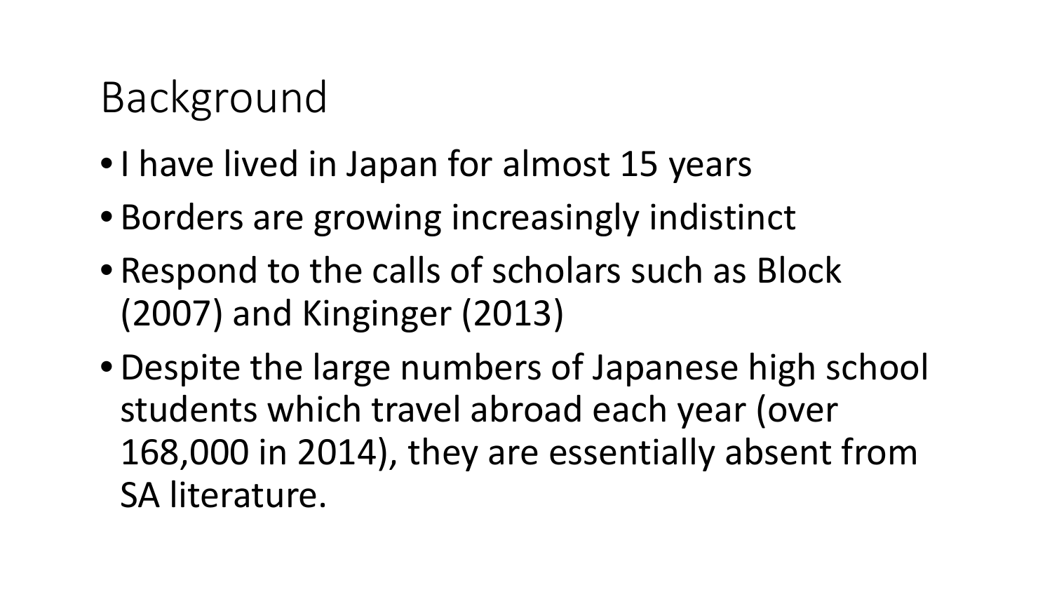# Background

- I have lived in Japan for almost 15 years
- Borders are growing increasingly indistinct
- Respond to the calls of scholars such as Block (2007) and Kinginger (2013)
- Despite the large numbers of Japanese high school students which travel abroad each year (over 168,000 in 2014), they are essentially absent from SA literature.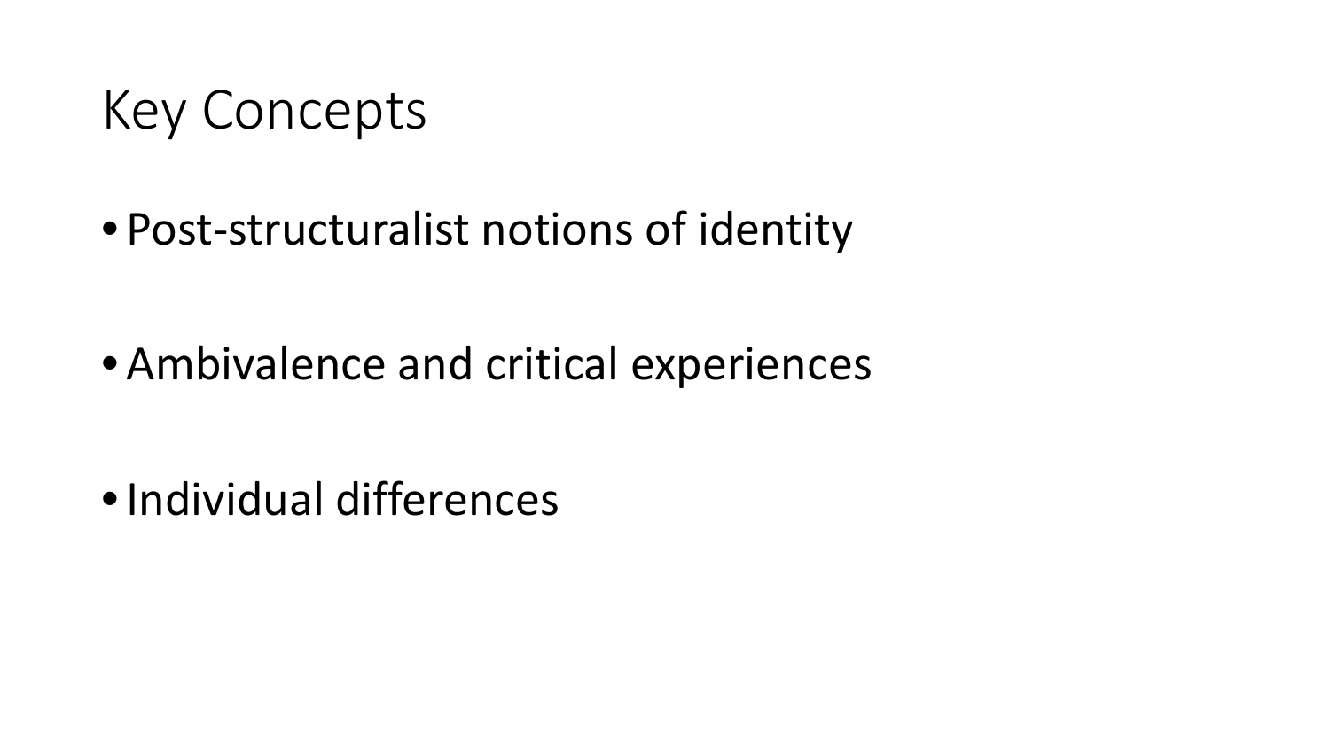# Key Concepts

- Post-structuralist notions of identity
- Ambivalence and critical experiences
- Individual differences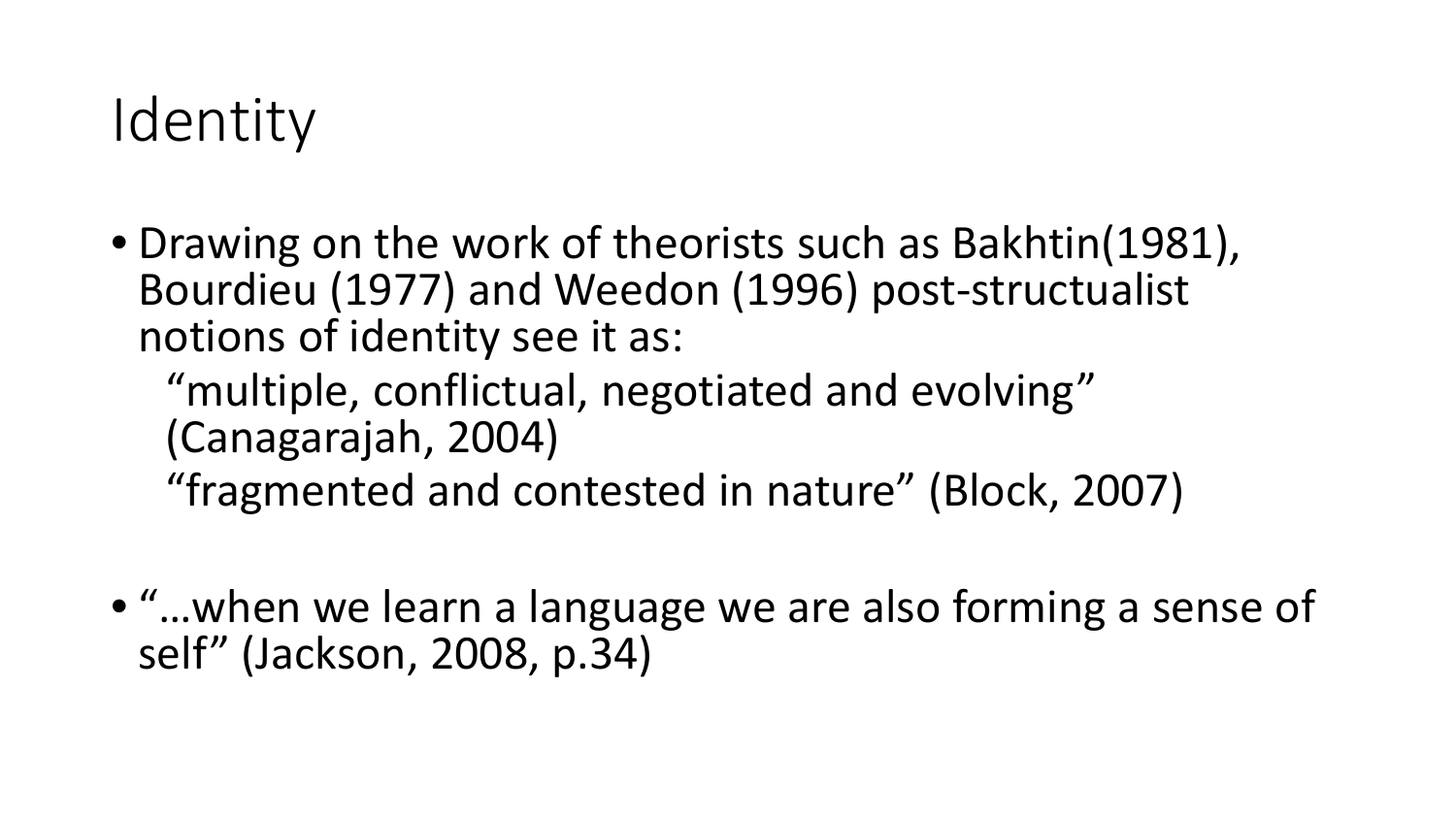# Identity

- Drawing on the work of theorists such as Bakhtin(1981), Bourdieu (1977) and Weedon (1996) post-structualist notions of identity see it as:

  "multiple, conflictual, negotiated and evolving" (Canagarajah, 2004)

  "fragmented and contested in nature" (Block, 2007)

- "…when we learn a language we are also forming a sense of self" (Jackson, 2008, p.34)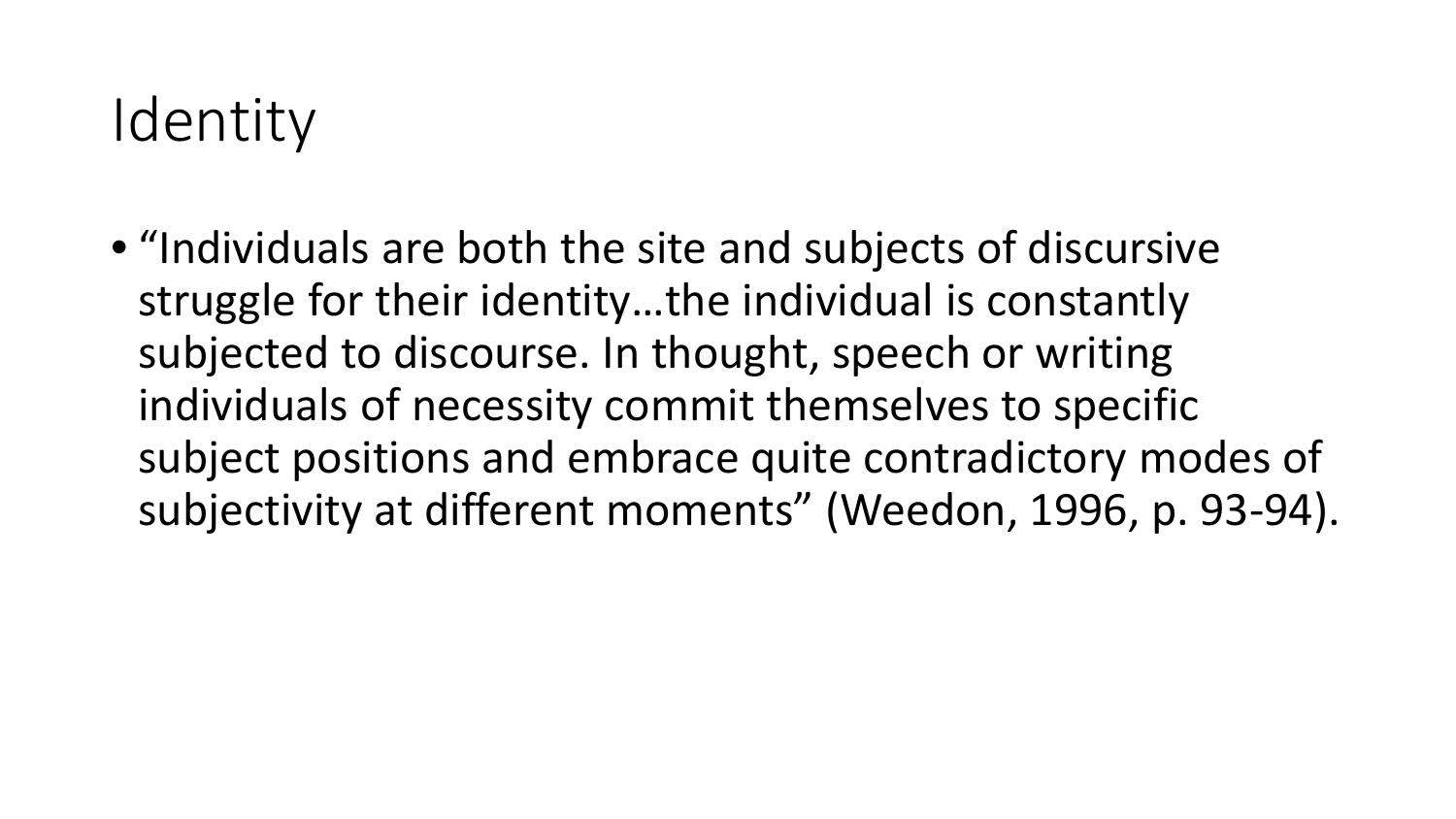# Identity

- “Individuals are both the site and subjects of discursive struggle for their identity…the individual is constantly subjected to discourse. In thought, speech or writing individuals of necessity commit themselves to specific subject positions and embrace quite contradictory modes of subjectivity at different moments” (Weedon, 1996, p. 93-94).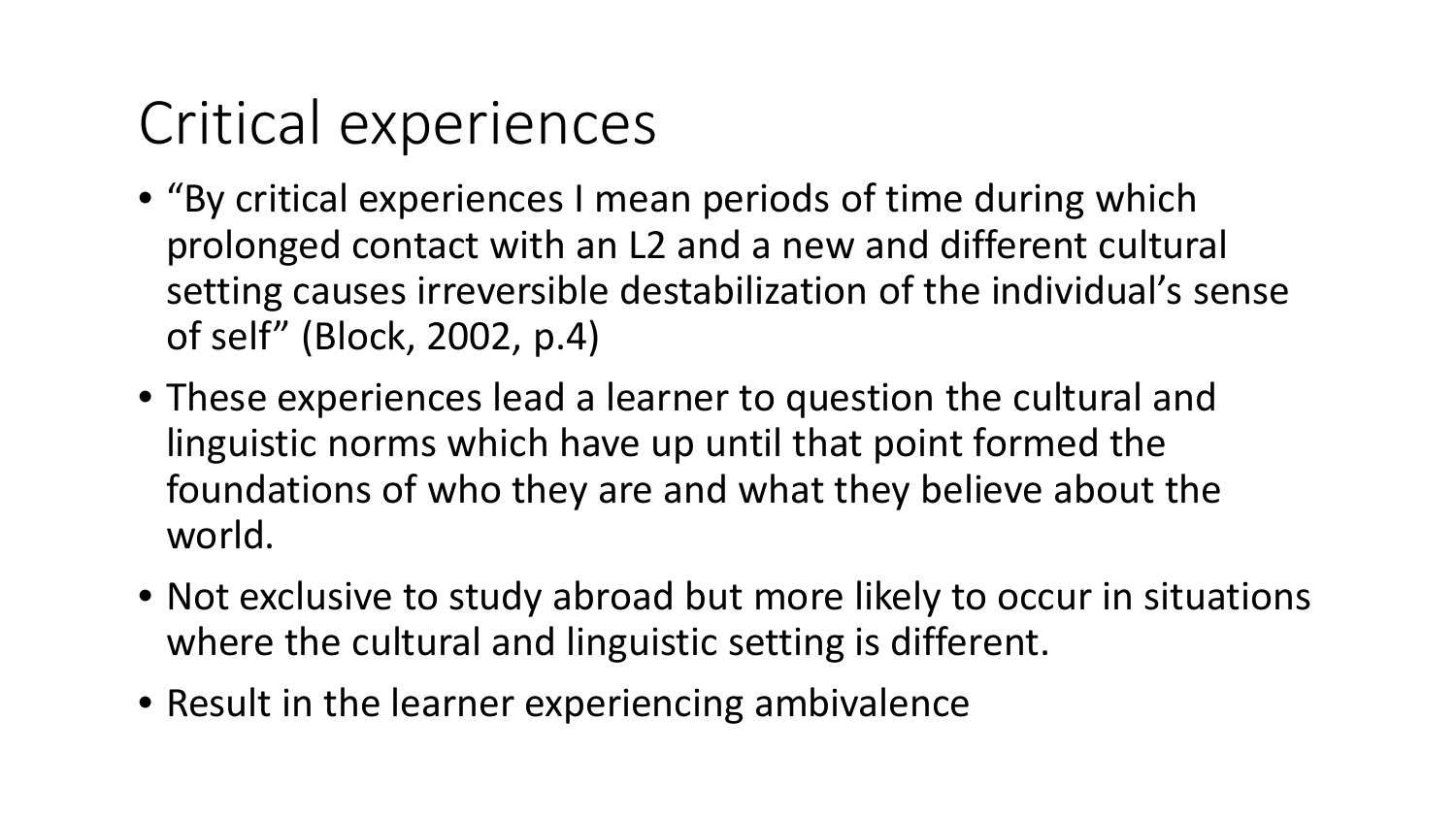# Critical experiences

- "By critical experiences I mean periods of time during which prolonged contact with an L2 and a new and different cultural setting causes irreversible destabilization of the individual's sense of self" (Block, 2002, p.4)
- These experiences lead a learner to question the cultural and linguistic norms which have up until that point formed the foundations of who they are and what they believe about the world.
- Not exclusive to study abroad but more likely to occur in situations where the cultural and linguistic setting is different.
- Result in the learner experiencing ambivalence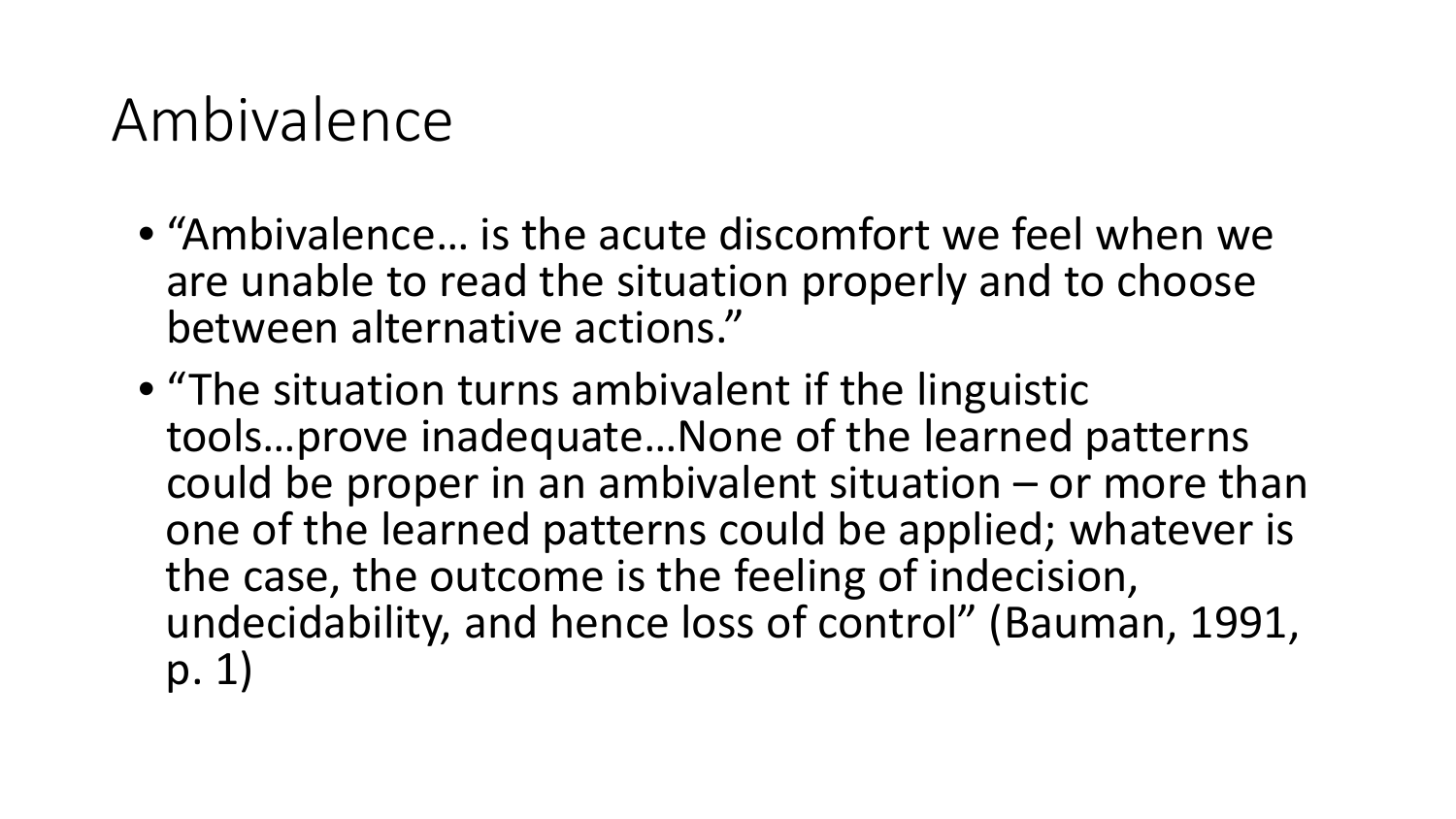# Ambivalence

- "Ambivalence… is the acute discomfort we feel when we are unable to read the situation properly and to choose between alternative actions."
- "The situation turns ambivalent if the linguistic tools…prove inadequate…None of the learned patterns could be proper in an ambivalent situation – or more than one of the learned patterns could be applied; whatever is the case, the outcome is the feeling of indecision, undecidability, and hence loss of control" (Bauman, 1991, p. 1)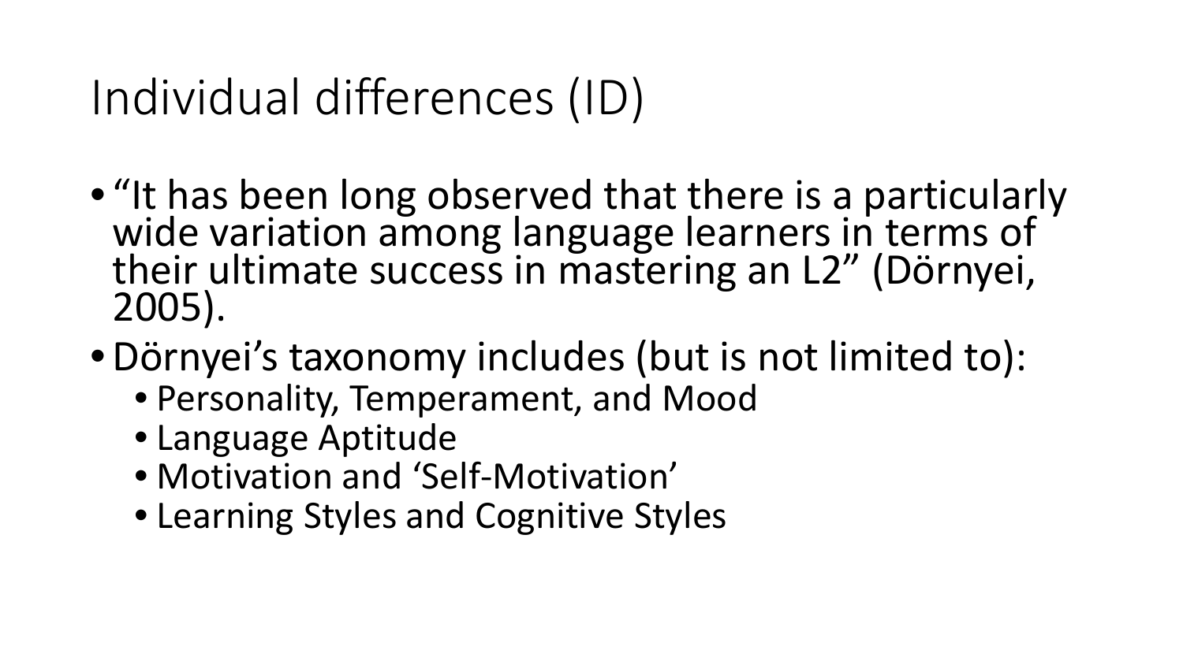# Individual differences (ID)

- "It has been long observed that there is a particularly wide variation among language learners in terms of their ultimate success in mastering an L2" (Dörnyei, 2005).
- Dörnyei's taxonomy includes (but is not limited to):
  - Personality, Temperament, and Mood
  - Language Aptitude
  - Motivation and 'Self-Motivation'
  - Learning Styles and Cognitive Styles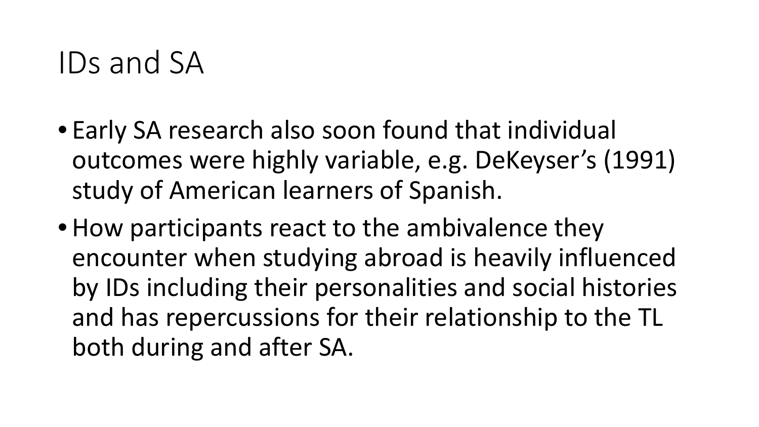# IDs and SA

- Early SA research also soon found that individual outcomes were highly variable, e.g. DeKeyser's (1991) study of American learners of Spanish.
- How participants react to the ambivalence they encounter when studying abroad is heavily influenced by IDs including their personalities and social histories and has repercussions for their relationship to the TL both during and after SA.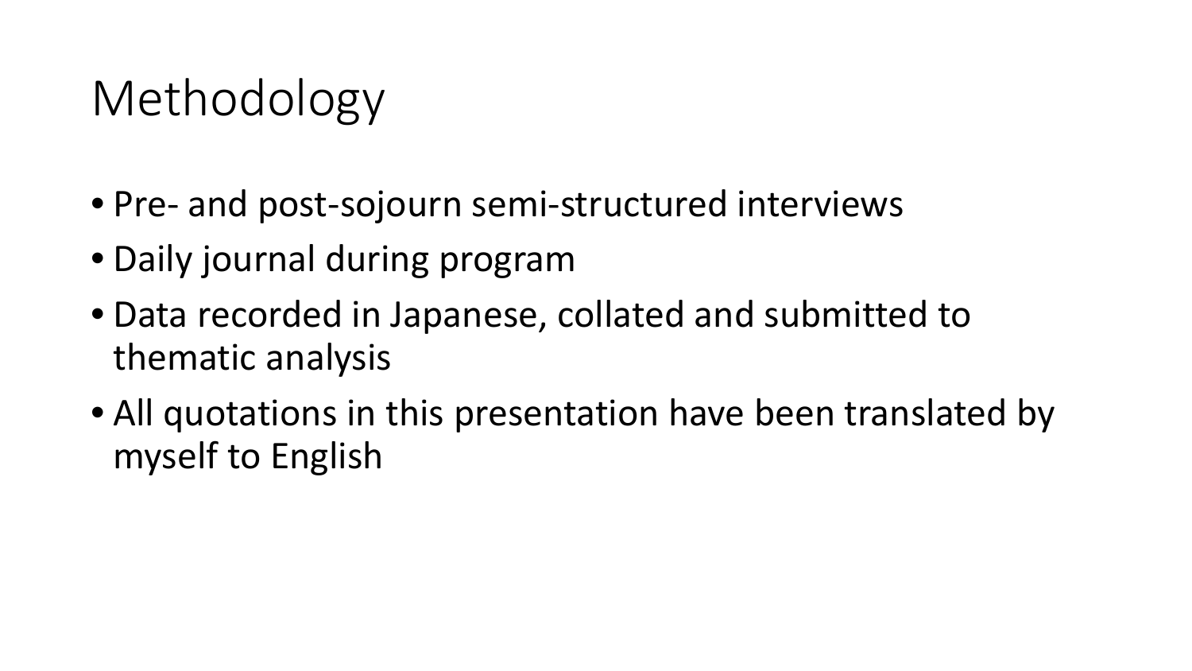# Methodology

- Pre- and post-sojourn semi-structured interviews
- Daily journal during program
- Data recorded in Japanese, collated and submitted to thematic analysis
- All quotations in this presentation have been translated by myself to English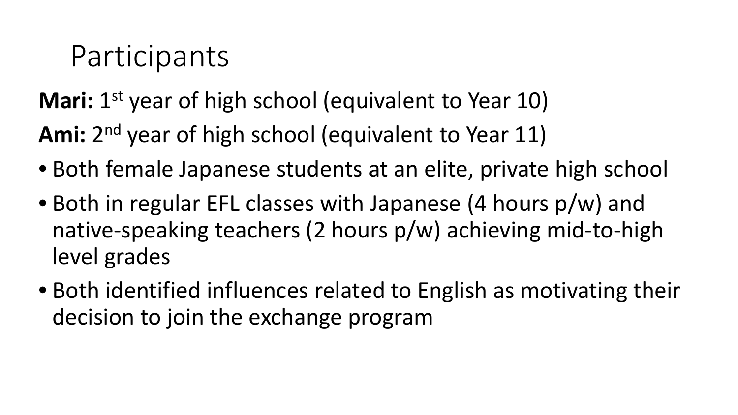# Participants

**Mari:** 1st year of high school (equivalent to Year 10)

**Ami:** 2nd year of high school (equivalent to Year 11)

- Both female Japanese students at an elite, private high school
- Both in regular EFL classes with Japanese (4 hours p/w) and native-speaking teachers (2 hours p/w) achieving mid-to-high level grades
- Both identified influences related to English as motivating their decision to join the exchange program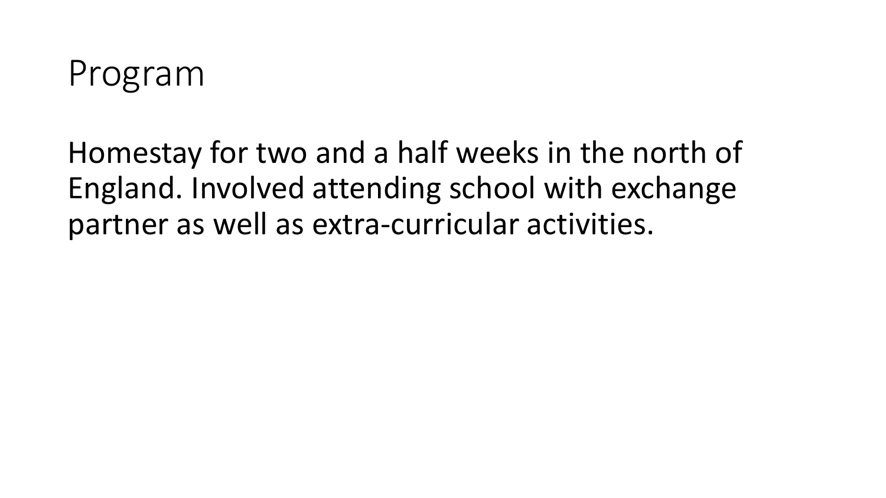# Program

Homestay for two and a half weeks in the north of England. Involved attending school with exchange partner as well as extra-curricular activities.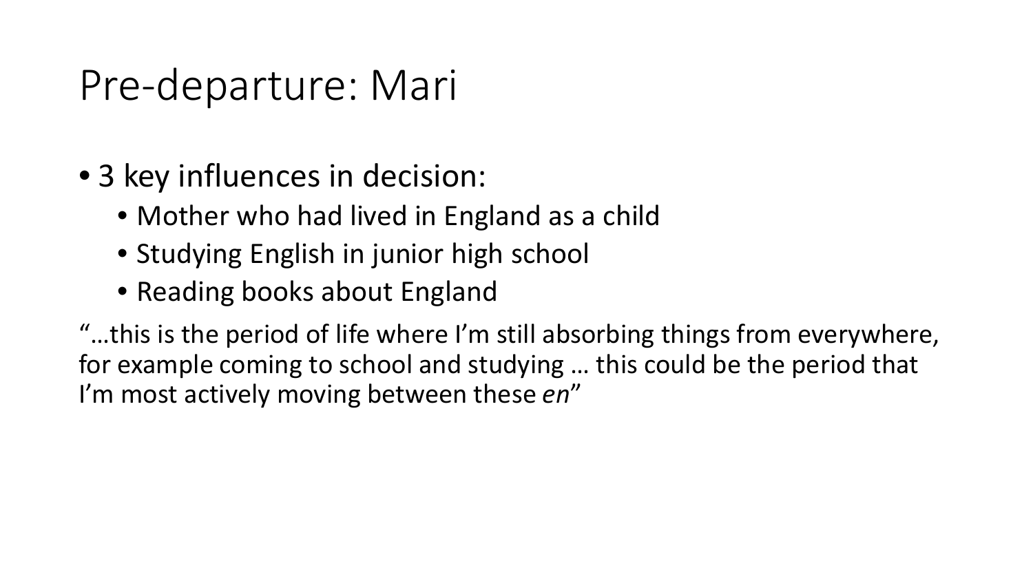# Pre-departure: Mari

- 3 key influences in decision:
  - Mother who had lived in England as a child
  - Studying English in junior high school
  - Reading books about England

"…this is the period of life where I'm still absorbing things from everywhere, for example coming to school and studying … this could be the period that I'm most actively moving between these *en*"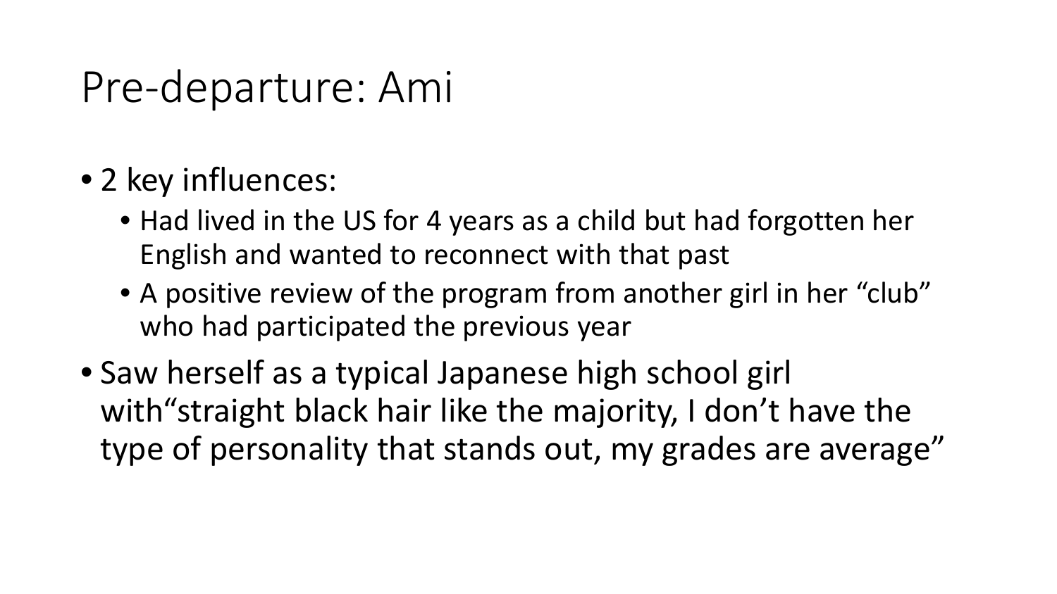# Pre-departure: Ami

- 2 key influences:
  - Had lived in the US for 4 years as a child but had forgotten her English and wanted to reconnect with that past
  - A positive review of the program from another girl in her “club” who had participated the previous year
- Saw herself as a typical Japanese high school girl with“straight black hair like the majority, I don’t have the type of personality that stands out, my grades are average”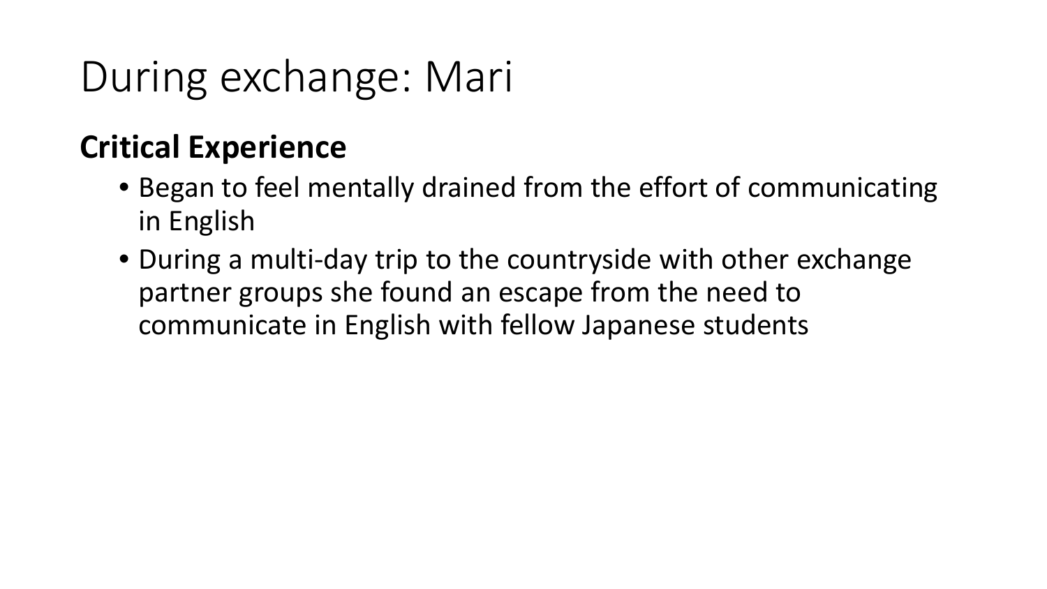# During exchange: Mari

**Critical Experience**

- Began to feel mentally drained from the effort of communicating in English
- During a multi-day trip to the countryside with other exchange partner groups she found an escape from the need to communicate in English with fellow Japanese students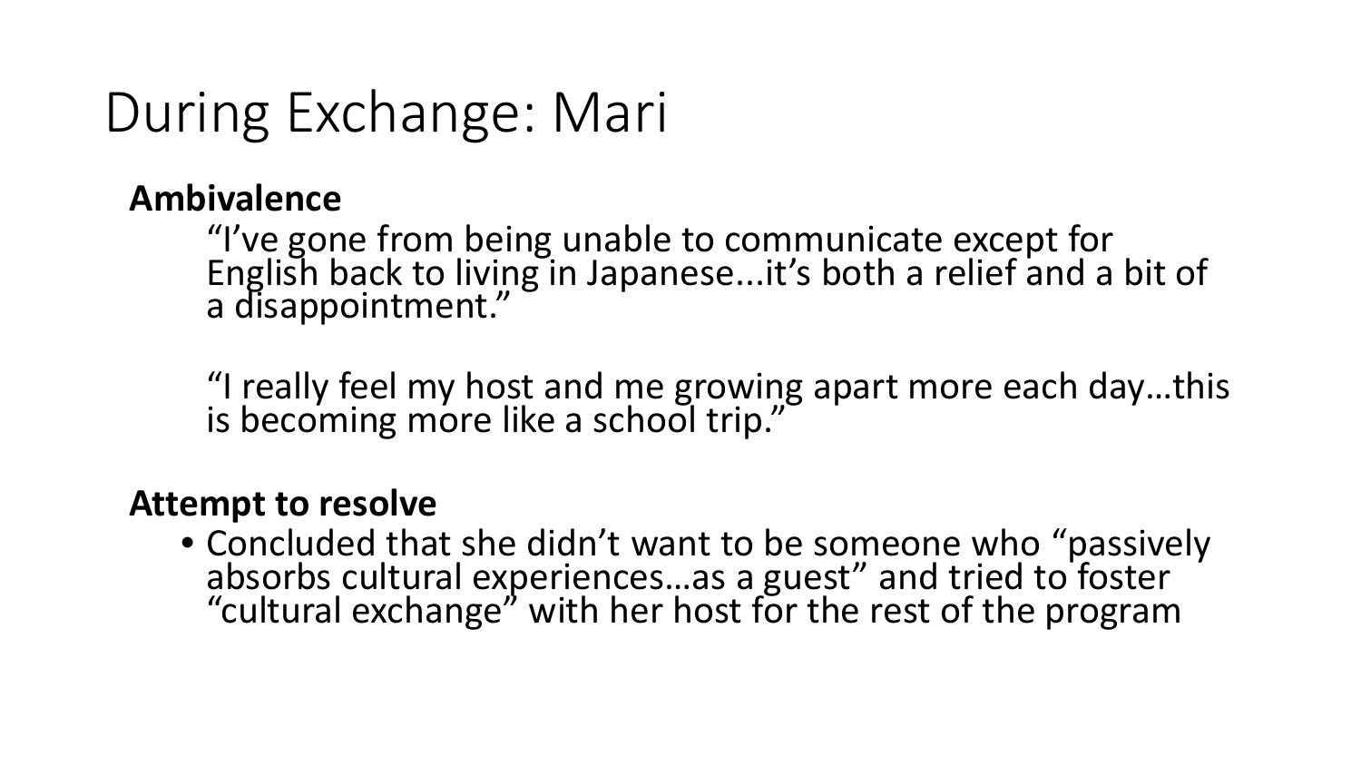# During Exchange: Mari

**Ambivalence**

"I've gone from being unable to communicate except for English back to living in Japanese...it's both a relief and a bit of a disappointment."

"I really feel my host and me growing apart more each day…this is becoming more like a school trip."

**Attempt to resolve**

- Concluded that she didn't want to be someone who "passively absorbs cultural experiences…as a guest" and tried to foster "cultural exchange" with her host for the rest of the program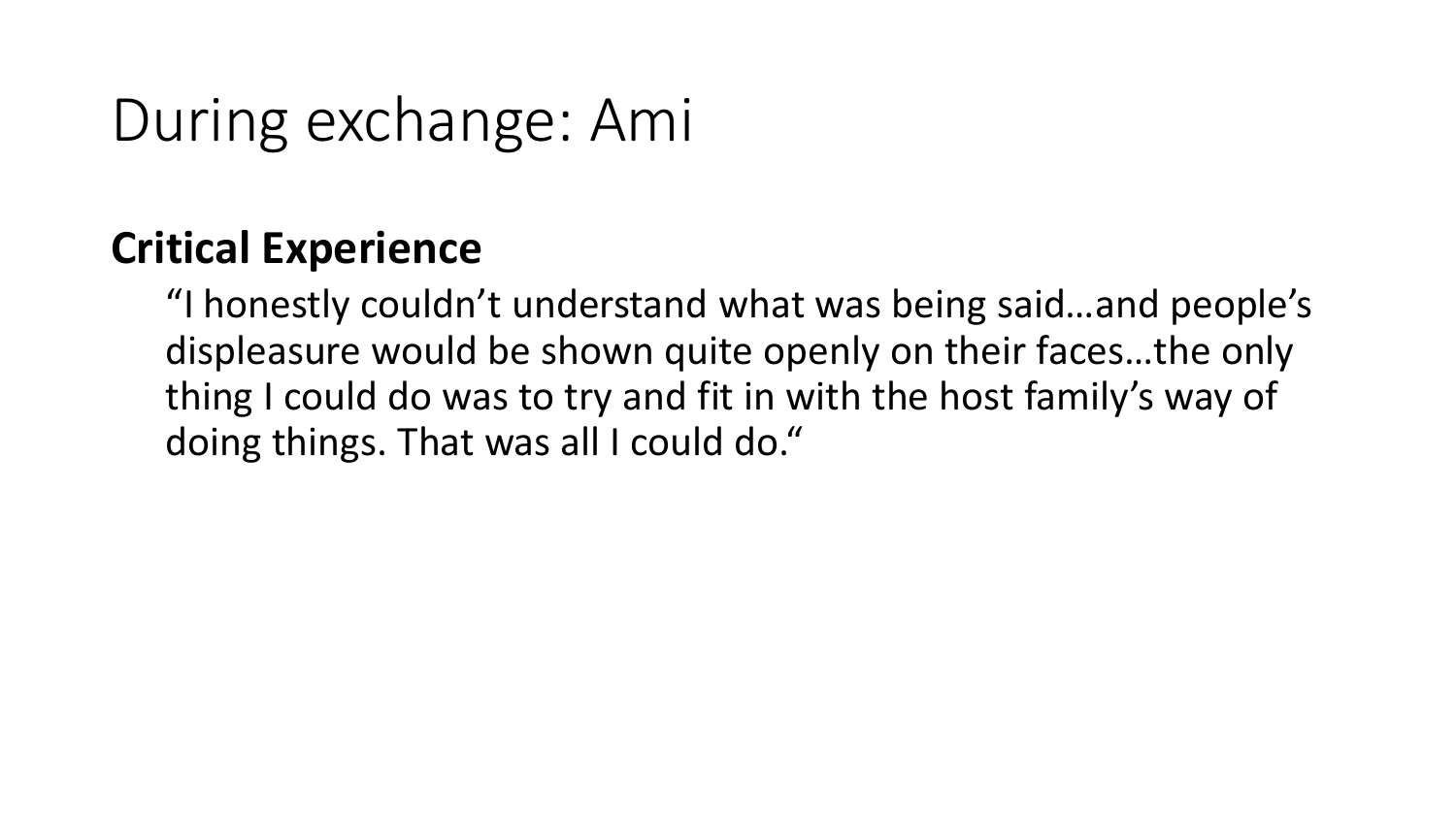# During exchange: Ami

**Critical Experience**

> "I honestly couldn't understand what was being said…and people's displeasure would be shown quite openly on their faces…the only thing I could do was to try and fit in with the host family's way of doing things. That was all I could do."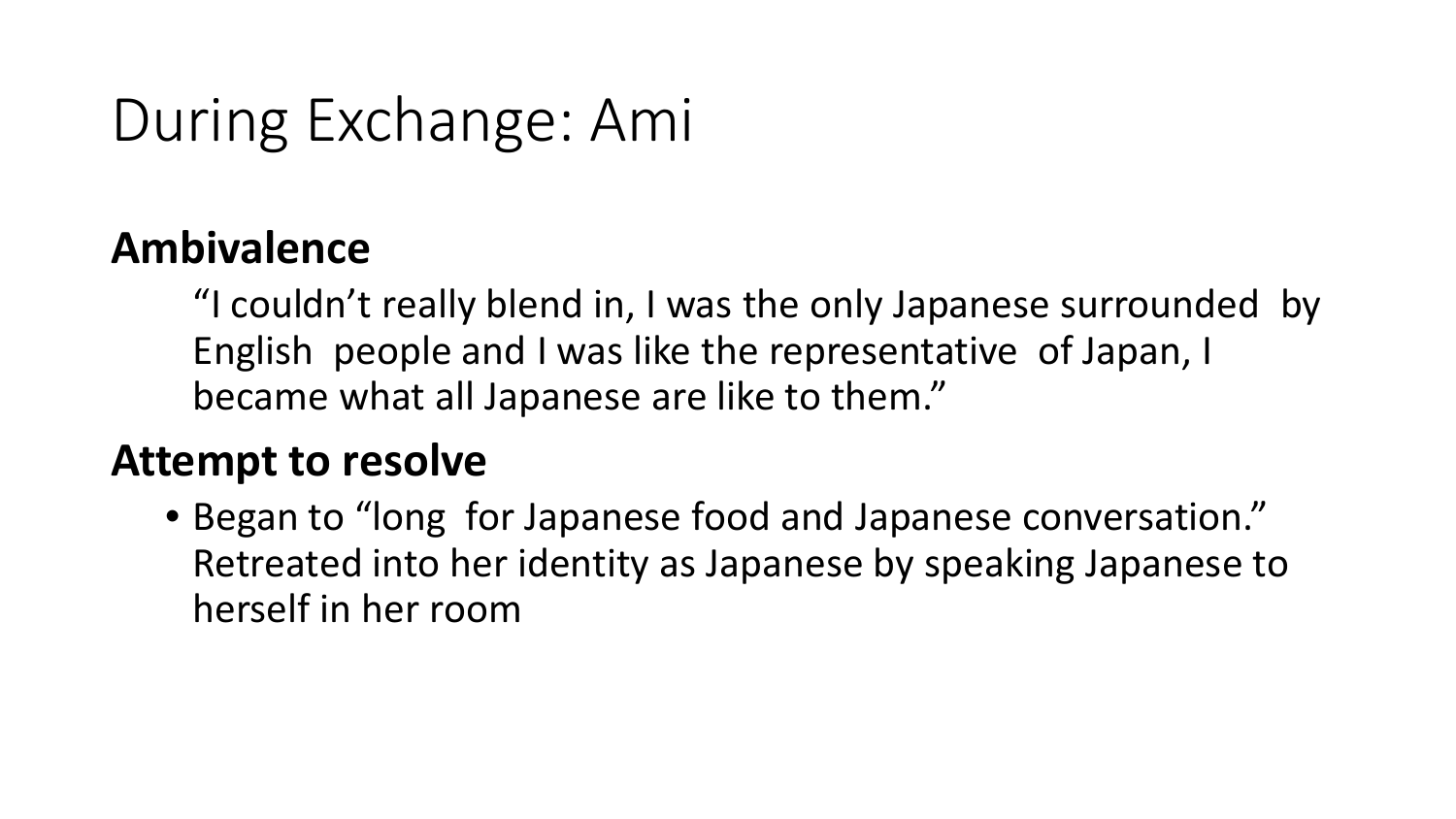# During Exchange: Ami

**Ambivalence**

"I couldn't really blend in, I was the only Japanese surrounded by English people and I was like the representative of Japan, I became what all Japanese are like to them."

**Attempt to resolve**

- Began to "long for Japanese food and Japanese conversation." Retreated into her identity as Japanese by speaking Japanese to herself in her room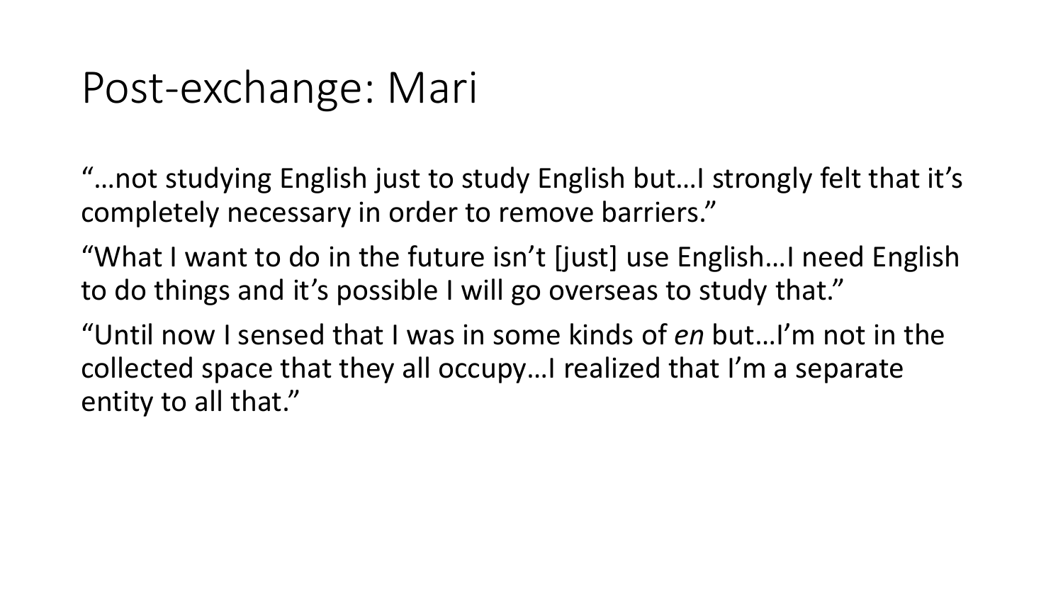# Post-exchange: Mari

"…not studying English just to study English but…I strongly felt that it's completely necessary in order to remove barriers."

"What I want to do in the future isn't [just] use English…I need English to do things and it's possible I will go overseas to study that."

"Until now I sensed that I was in some kinds of *en* but…I'm not in the collected space that they all occupy…I realized that I'm a separate entity to all that."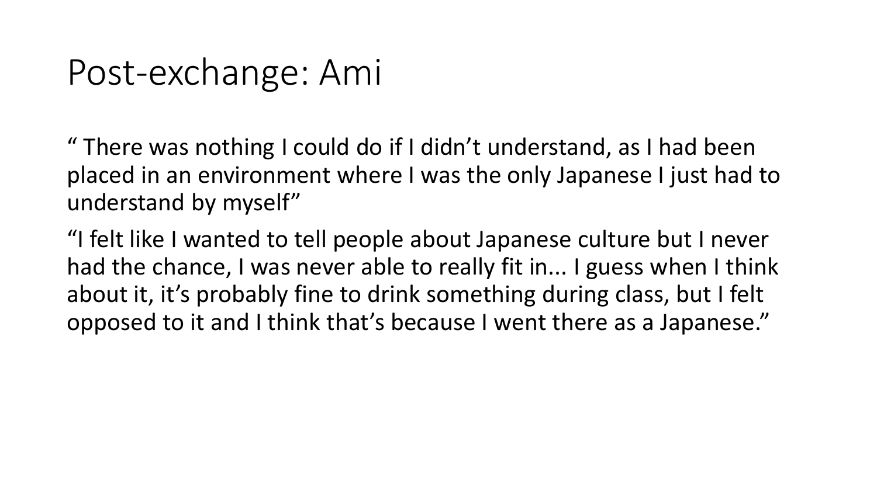# Post-exchange: Ami

" There was nothing I could do if I didn't understand, as I had been placed in an environment where I was the only Japanese I just had to understand by myself"

"I felt like I wanted to tell people about Japanese culture but I never had the chance, I was never able to really fit in... I guess when I think about it, it's probably fine to drink something during class, but I felt opposed to it and I think that's because I went there as a Japanese."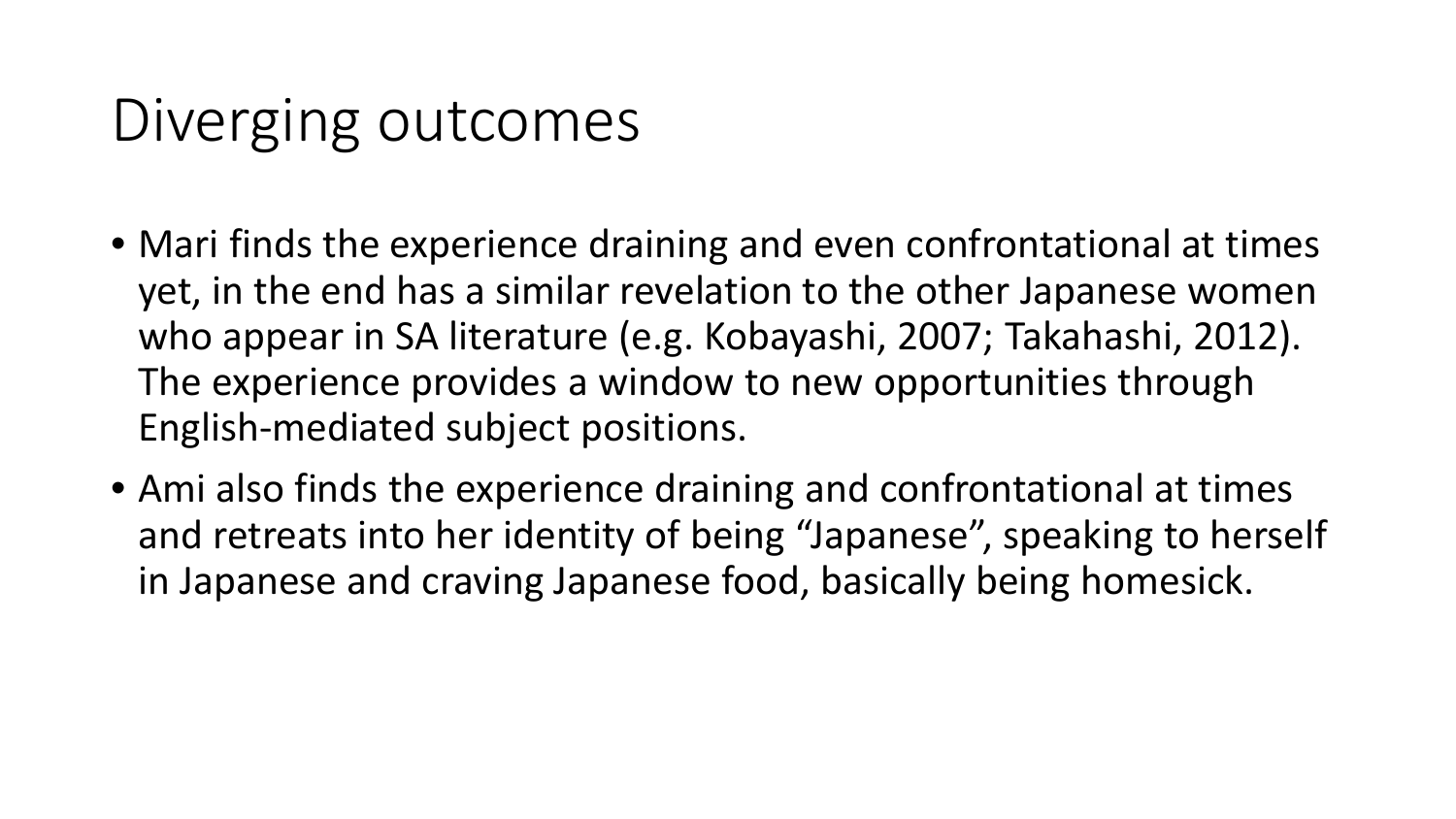# Diverging outcomes

- Mari finds the experience draining and even confrontational at times yet, in the end has a similar revelation to the other Japanese women who appear in SA literature (e.g. Kobayashi, 2007; Takahashi, 2012). The experience provides a window to new opportunities through English-mediated subject positions.
- Ami also finds the experience draining and confrontational at times and retreats into her identity of being “Japanese”, speaking to herself in Japanese and craving Japanese food, basically being homesick.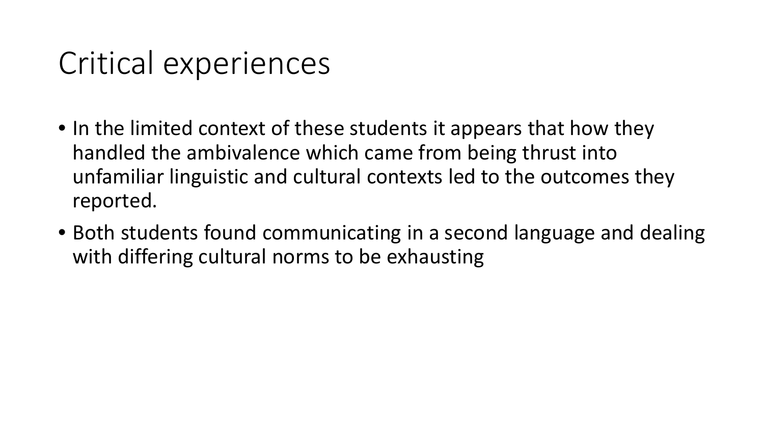# Critical experiences

- In the limited context of these students it appears that how they handled the ambivalence which came from being thrust into unfamiliar linguistic and cultural contexts led to the outcomes they reported.
- Both students found communicating in a second language and dealing with differing cultural norms to be exhausting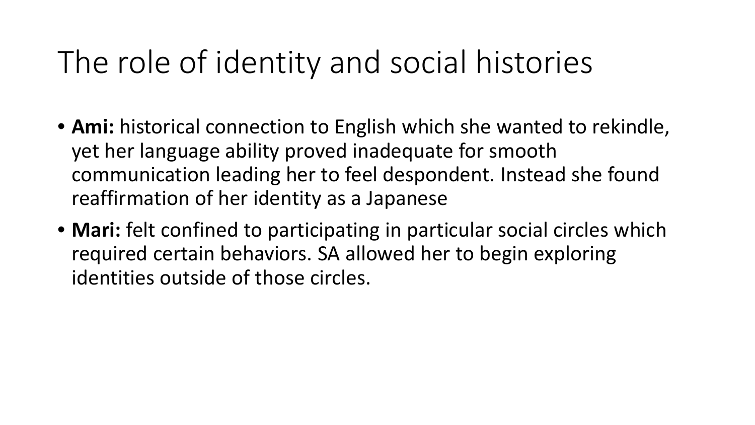# The role of identity and social histories

- **Ami:** historical connection to English which she wanted to rekindle, yet her language ability proved inadequate for smooth communication leading her to feel despondent. Instead she found reaffirmation of her identity as a Japanese
- **Mari:** felt confined to participating in particular social circles which required certain behaviors. SA allowed her to begin exploring identities outside of those circles.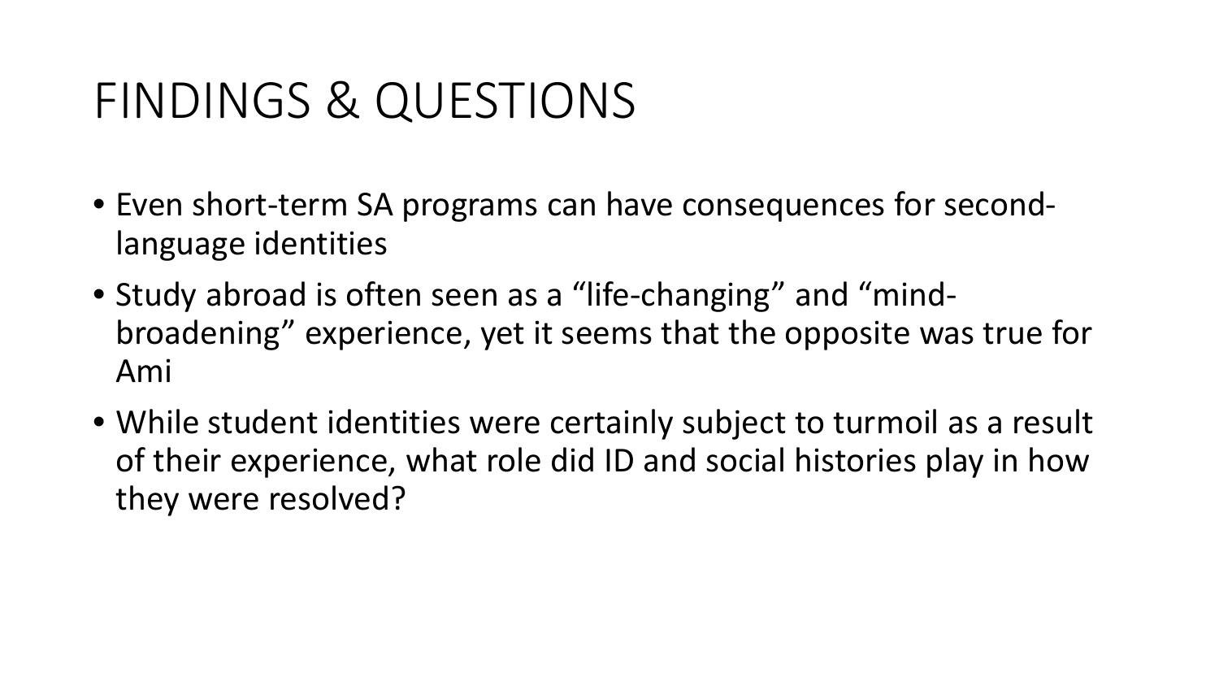# FINDINGS & QUESTIONS

- Even short-term SA programs can have consequences for second-language identities
- Study abroad is often seen as a “life-changing” and “mind-broadening” experience, yet it seems that the opposite was true for Ami
- While student identities were certainly subject to turmoil as a result of their experience, what role did ID and social histories play in how they were resolved?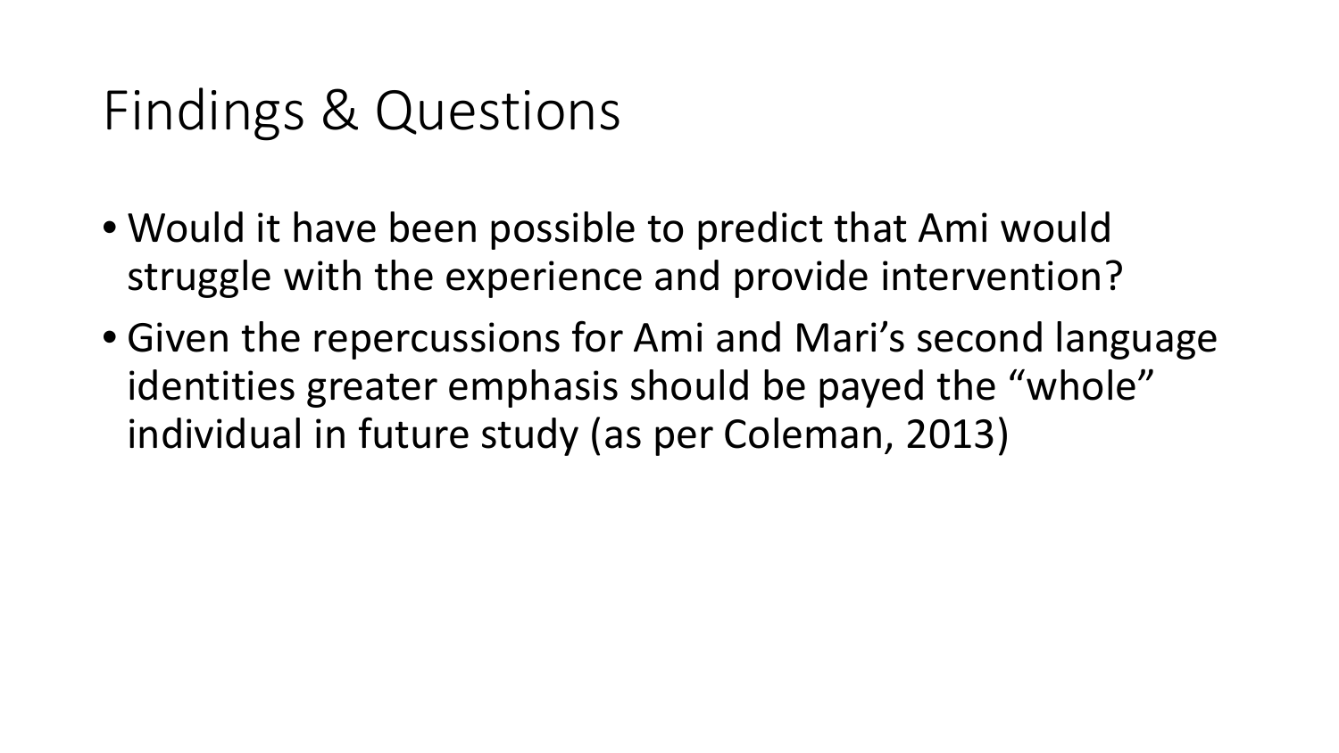# Findings & Questions

- Would it have been possible to predict that Ami would struggle with the experience and provide intervention?
- Given the repercussions for Ami and Mari's second language identities greater emphasis should be payed the "whole" individual in future study (as per Coleman, 2013)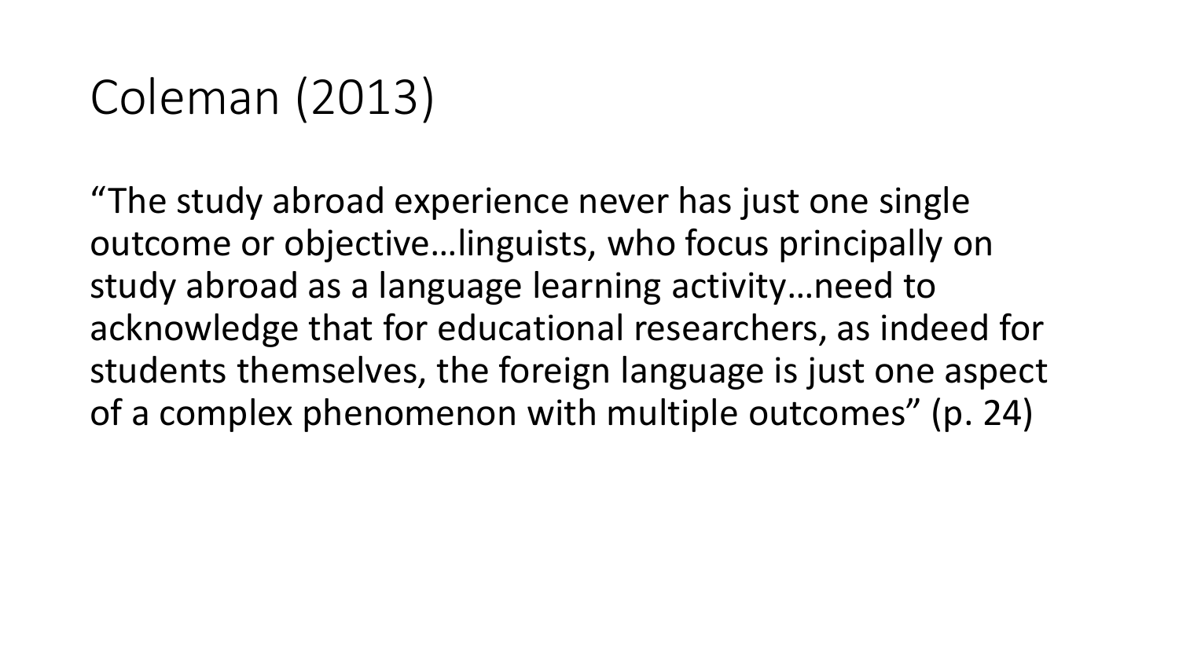# Coleman (2013)

"The study abroad experience never has just one single outcome or objective…linguists, who focus principally on study abroad as a language learning activity…need to acknowledge that for educational researchers, as indeed for students themselves, the foreign language is just one aspect of a complex phenomenon with multiple outcomes" (p. 24)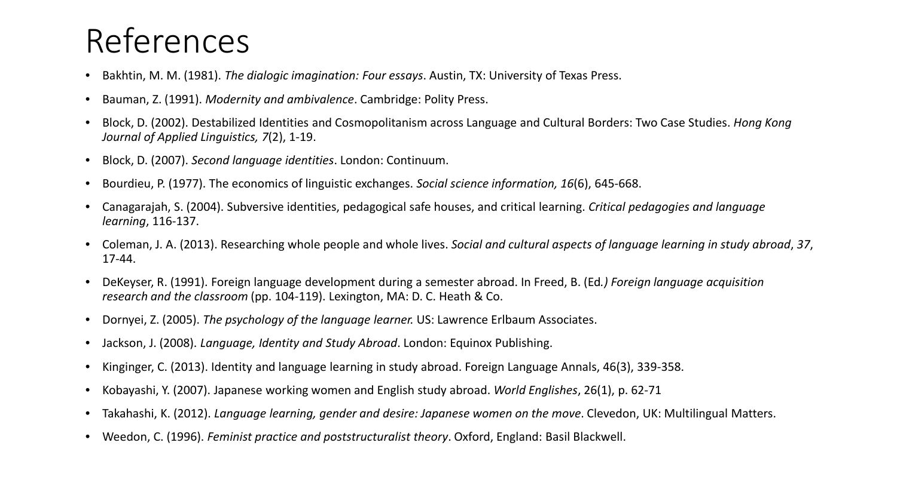# References

- Bakhtin, M. M. (1981). *The dialogic imagination: Four essays*. Austin, TX: University of Texas Press.
- Bauman, Z. (1991). *Modernity and ambivalence*. Cambridge: Polity Press.
- Block, D. (2002). Destabilized Identities and Cosmopolitanism across Language and Cultural Borders: Two Case Studies. *Hong Kong Journal of Applied Linguistics, 7*(2), 1-19.
- Block, D. (2007). *Second language identities*. London: Continuum.
- Bourdieu, P. (1977). The economics of linguistic exchanges. *Social science information, 16*(6), 645-668.
- Canagarajah, S. (2004). Subversive identities, pedagogical safe houses, and critical learning. *Critical pedagogies and language learning*, 116-137.
- Coleman, J. A. (2013). Researching whole people and whole lives. *Social and cultural aspects of language learning in study abroad*, *37*, 17-44.
- DeKeyser, R. (1991). Foreign language development during a semester abroad. In Freed, B. (Ed*.) Foreign language acquisition research and the classroom* (pp. 104-119). Lexington, MA: D. C. Heath & Co.
- Dornyei, Z. (2005). *The psychology of the language learner.* US: Lawrence Erlbaum Associates.
- Jackson, J. (2008). *Language, Identity and Study Abroad*. London: Equinox Publishing.
- Kinginger, C. (2013). Identity and language learning in study abroad. Foreign Language Annals, 46(3), 339-358.
- Kobayashi, Y. (2007). Japanese working women and English study abroad. *World Englishes*, 26(1), p. 62-71
- Takahashi, K. (2012). *Language learning, gender and desire: Japanese women on the move*. Clevedon, UK: Multilingual Matters.
- Weedon, C. (1996). *Feminist practice and poststructuralist theory*. Oxford, England: Basil Blackwell.